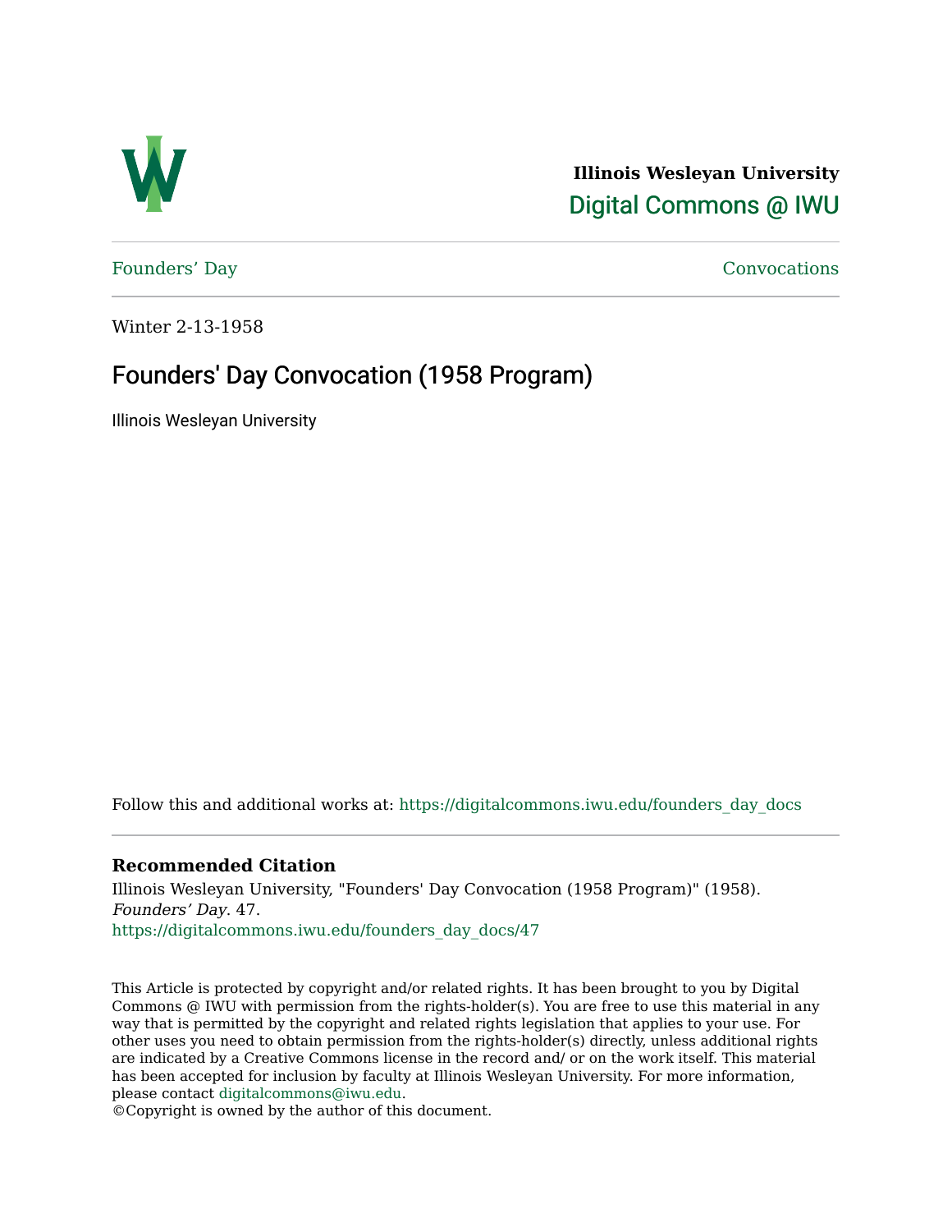**Illinois Wesleyan University**

Digital Commons @ IWU

Founders' Day

Convocations

Winter 2-13-1958

# Founders' Day Convocation (1958 Program)

Illinois Wesleyan University

Follow this and additional works at: https://digitalcommons.iwu.edu/founders_day_docs

### Recommended Citation

Illinois Wesleyan University, "Founders' Day Convocation (1958 Program)" (1958). *Founders' Day*. 47.
https://digitalcommons.iwu.edu/founders_day_docs/47

This Article is protected by copyright and/or related rights. It has been brought to you by Digital Commons @ IWU with permission from the rights-holder(s). You are free to use this material in any way that is permitted by the copyright and related rights legislation that applies to your use. For other uses you need to obtain permission from the rights-holder(s) directly, unless additional rights are indicated by a Creative Commons license in the record and/ or on the work itself. This material has been accepted for inclusion by faculty at Illinois Wesleyan University. For more information, please contact digitalcommons@iwu.edu.
©Copyright is owned by the author of this document.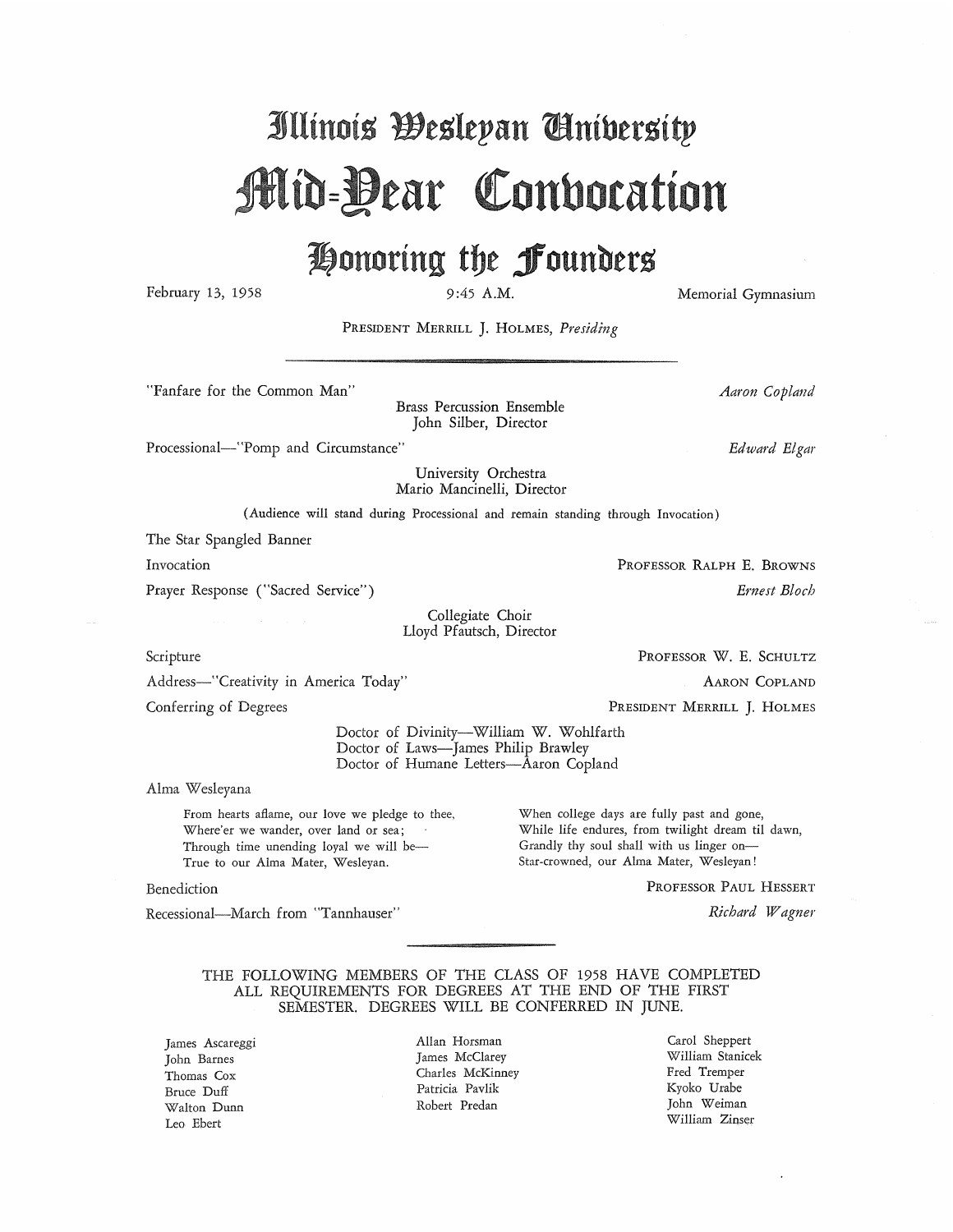# Illinois Wesleyan University

# Mid-Year Convocation

## Honoring the Founders

February 13, 1958 — 9:45 A.M. — Memorial Gymnasium

PRESIDENT MERRILL J. HOLMES, *Presiding*

---

"Fanfare for the Common Man" — *Aaron Copland*

Brass Percussion Ensemble
John Silber, Director

Processional—"Pomp and Circumstance" — *Edward Elgar*

University Orchestra
Mario Mancinelli, Director

(Audience will stand during Processional and remain standing through Invocation)

The Star Spangled Banner

Invocation — PROFESSOR RALPH E. BROWNS

Prayer Response ("Sacred Service") — *Ernest Bloch*

Collegiate Choir
Lloyd Pfautsch, Director

Scripture — PROFESSOR W. E. SCHULTZ

Address—"Creativity in America Today" — AARON COPLAND

Conferring of Degrees — PRESIDENT MERRILL J. HOLMES

Doctor of Divinity—William W. Wohlfarth
Doctor of Laws—James Philip Brawley
Doctor of Humane Letters—Aaron Copland

Alma Wesleyana

From hearts aflame, our love we pledge to thee,
Where'er we wander, over land or sea;
Through time unending loyal we will be—
True to our Alma Mater, Wesleyan.

When college days are fully past and gone,
While life endures, from twilight dream til dawn,
Grandly thy soul shall with us linger on—
Star-crowned, our Alma Mater, Wesleyan!

Benediction — PROFESSOR PAUL HESSERT

Recessional—March from "Tannhauser" — *Richard Wagner*

---

THE FOLLOWING MEMBERS OF THE CLASS OF 1958 HAVE COMPLETED ALL REQUIREMENTS FOR DEGREES AT THE END OF THE FIRST SEMESTER. DEGREES WILL BE CONFERRED IN JUNE.

James Ascareggi
John Barnes
Thomas Cox
Bruce Duff
Walton Dunn
Leo Ebert
Allan Horsman
James McClarey
Charles McKinney
Patricia Pavlik
Robert Predan
Carol Sheppert
William Stanicek
Fred Tremper
Kyoko Urabe
John Weiman
William Zinser